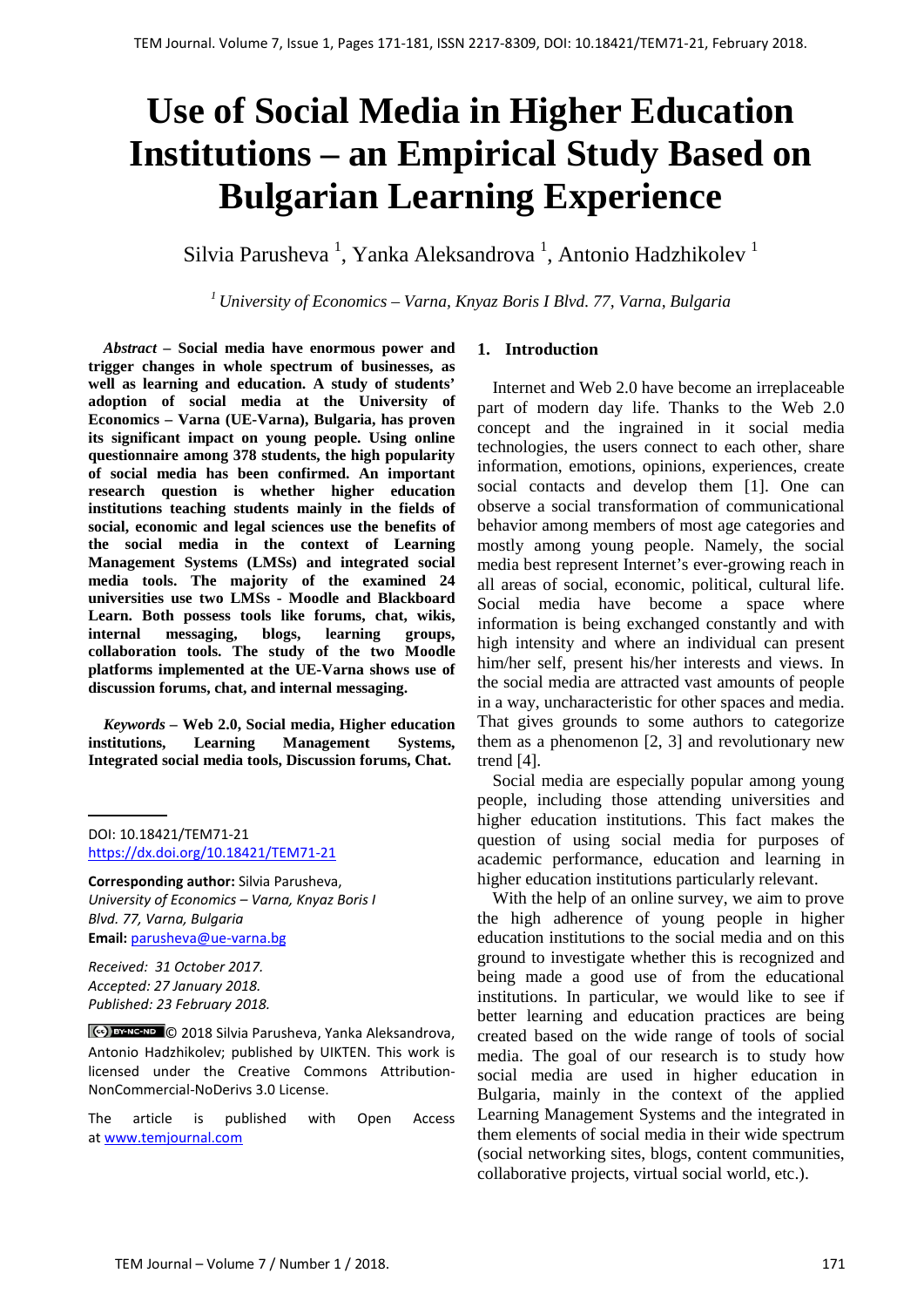# Use of Social Media in Higher Education Institutions – an Empirical Study Based on Bulgarian Learning Experience

Silvia Parusheva [1], Yanka Aleksandrova [1], Antonio Hadzhikolev [1]

[1] *University of Economics – Varna, Knyaz Boris I Blvd. 77, Varna, Bulgaria*

***Abstract* – Social media have enormous power and trigger changes in whole spectrum of businesses, as well as learning and education. A study of students' adoption of social media at the University of Economics – Varna (UE-Varna), Bulgaria, has proven its significant impact on young people. Using online questionnaire among 378 students, the high popularity of social media has been confirmed. An important research question is whether higher education institutions teaching students mainly in the fields of social, economic and legal sciences use the benefits of the social media in the context of Learning Management Systems (LMSs) and integrated social media tools. The majority of the examined 24 universities use two LMSs - Moodle and Blackboard Learn. Both possess tools like forums, chat, wikis, internal messaging, blogs, learning groups, collaboration tools. The study of the two Moodle platforms implemented at the UE-Varna shows use of discussion forums, chat, and internal messaging.**

***Keywords* – Web 2.0, Social media, Higher education institutions, Learning Management Systems, Integrated social media tools, Discussion forums, Chat.**

DOI: 10.18421/TEM71-21
https://dx.doi.org/10.18421/TEM71-21

**Corresponding author:** Silvia Parusheva,
*University of Economics – Varna, Knyaz Boris I Blvd. 77, Varna, Bulgaria*
**Email:** parusheva@ue-varna.bg

*Received: 31 October 2017.*
*Accepted: 27 January 2018.*
*Published: 23 February 2018.*

© 2018 Silvia Parusheva, Yanka Aleksandrova, Antonio Hadzhikolev; published by UIKTEN. This work is licensed under the Creative Commons Attribution-NonCommercial-NoDerivs 3.0 License.

The article is published with Open Access at www.temjournal.com

## 1. Introduction

Internet and Web 2.0 have become an irreplaceable part of modern day life. Thanks to the Web 2.0 concept and the ingrained in it social media technologies, the users connect to each other, share information, emotions, opinions, experiences, create social contacts and develop them [1]. One can observe a social transformation of communicational behavior among members of most age categories and mostly among young people. Namely, the social media best represent Internet's ever-growing reach in all areas of social, economic, political, cultural life. Social media have become a space where information is being exchanged constantly and with high intensity and where an individual can present him/her self, present his/her interests and views. In the social media are attracted vast amounts of people in a way, uncharacteristic for other spaces and media. That gives grounds to some authors to categorize them as a phenomenon [2, 3] and revolutionary new trend [4].

Social media are especially popular among young people, including those attending universities and higher education institutions. This fact makes the question of using social media for purposes of academic performance, education and learning in higher education institutions particularly relevant.

With the help of an online survey, we aim to prove the high adherence of young people in higher education institutions to the social media and on this ground to investigate whether this is recognized and being made a good use of from the educational institutions. In particular, we would like to see if better learning and education practices are being created based on the wide range of tools of social media. The goal of our research is to study how social media are used in higher education in Bulgaria, mainly in the context of the applied Learning Management Systems and the integrated in them elements of social media in their wide spectrum (social networking sites, blogs, content communities, collaborative projects, virtual social world, etc.).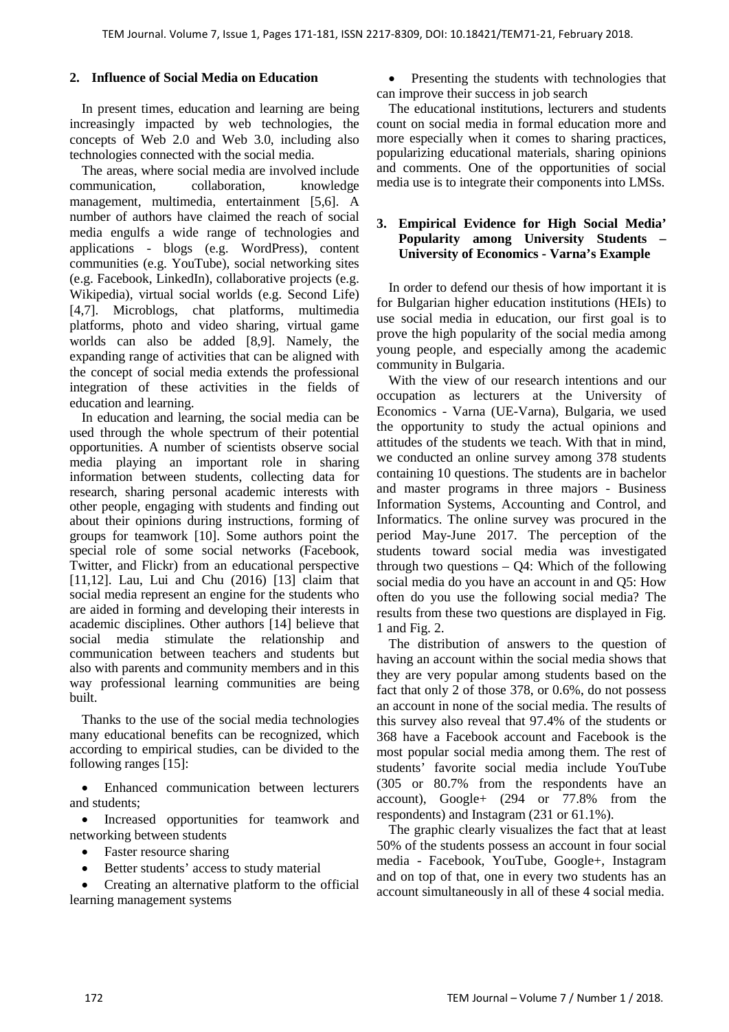## 2. Influence of Social Media on Education

In present times, education and learning are being increasingly impacted by web technologies, the concepts of Web 2.0 and Web 3.0, including also technologies connected with the social media.

The areas, where social media are involved include communication, collaboration, knowledge management, multimedia, entertainment [5,6]. A number of authors have claimed the reach of social media engulfs a wide range of technologies and applications - blogs (e.g. WordPress), content communities (e.g. YouTube), social networking sites (e.g. Facebook, LinkedIn), collaborative projects (e.g. Wikipedia), virtual social worlds (e.g. Second Life) [4,7]. Microblogs, chat platforms, multimedia platforms, photo and video sharing, virtual game worlds can also be added [8,9]. Namely, the expanding range of activities that can be aligned with the concept of social media extends the professional integration of these activities in the fields of education and learning.

In education and learning, the social media can be used through the whole spectrum of their potential opportunities. A number of scientists observe social media playing an important role in sharing information between students, collecting data for research, sharing personal academic interests with other people, engaging with students and finding out about their opinions during instructions, forming of groups for teamwork [10]. Some authors point the special role of some social networks (Facebook, Twitter, and Flickr) from an educational perspective [11,12]. Lau, Lui and Chu (2016) [13] claim that social media represent an engine for the students who are aided in forming and developing their interests in academic disciplines. Other authors [14] believe that social media stimulate the relationship and communication between teachers and students but also with parents and community members and in this way professional learning communities are being built.

Thanks to the use of the social media technologies many educational benefits can be recognized, which according to empirical studies, can be divided to the following ranges [15]:

- Enhanced communication between lecturers and students;
- Increased opportunities for teamwork and networking between students
- Faster resource sharing
- Better students' access to study material
- Creating an alternative platform to the official learning management systems
- Presenting the students with technologies that can improve their success in job search

The educational institutions, lecturers and students count on social media in formal education more and more especially when it comes to sharing practices, popularizing educational materials, sharing opinions and comments. One of the opportunities of social media use is to integrate their components into LMSs.

## 3. Empirical Evidence for High Social Media' Popularity among University Students – University of Economics - Varna's Example

In order to defend our thesis of how important it is for Bulgarian higher education institutions (HEIs) to use social media in education, our first goal is to prove the high popularity of the social media among young people, and especially among the academic community in Bulgaria.

With the view of our research intentions and our occupation as lecturers at the University of Economics - Varna (UE-Varna), Bulgaria, we used the opportunity to study the actual opinions and attitudes of the students we teach. With that in mind, we conducted an online survey among 378 students containing 10 questions. The students are in bachelor and master programs in three majors - Business Information Systems, Accounting and Control, and Informatics. The online survey was procured in the period May-June 2017. The perception of the students toward social media was investigated through two questions – Q4: Which of the following social media do you have an account in and Q5: How often do you use the following social media? The results from these two questions are displayed in Fig. 1 and Fig. 2.

The distribution of answers to the question of having an account within the social media shows that they are very popular among students based on the fact that only 2 of those 378, or 0.6%, do not possess an account in none of the social media. The results of this survey also reveal that 97.4% of the students or 368 have a Facebook account and Facebook is the most popular social media among them. The rest of students' favorite social media include YouTube (305 or 80.7% from the respondents have an account), Google+ (294 or 77.8% from the respondents) and Instagram (231 or 61.1%).

The graphic clearly visualizes the fact that at least 50% of the students possess an account in four social media - Facebook, YouTube, Google+, Instagram and on top of that, one in every two students has an account simultaneously in all of these 4 social media.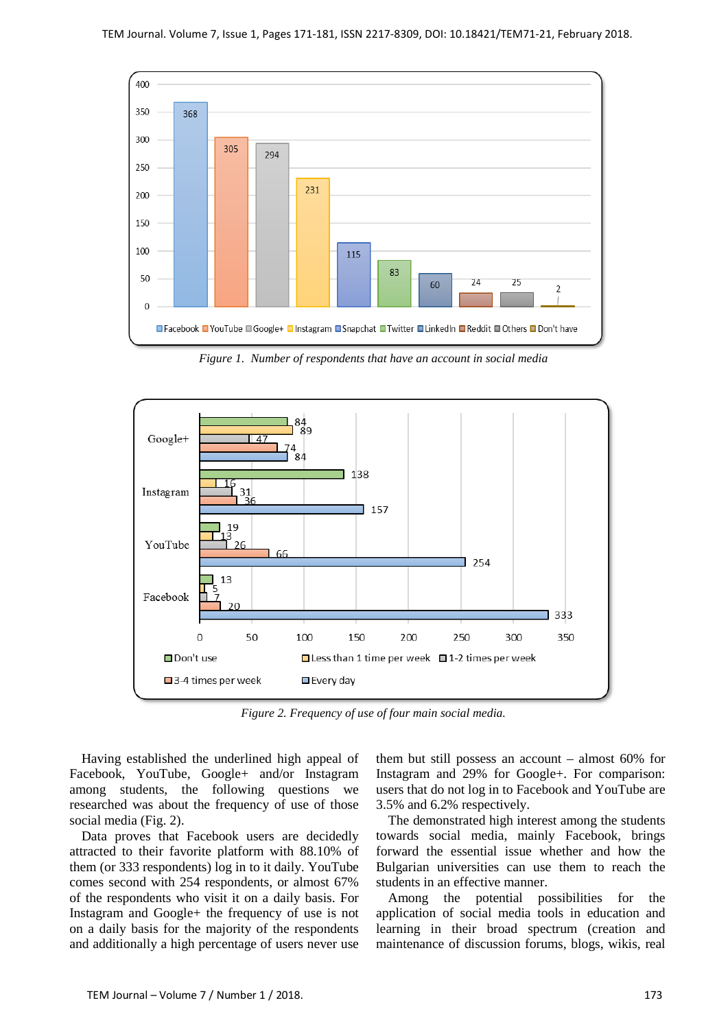*Figure 1. Number of respondents that have an account in social media*

*Figure 2. Frequency of use of four main social media.*

Having established the underlined high appeal of Facebook, YouTube, Google+ and/or Instagram among students, the following questions we researched was about the frequency of use of those social media (Fig. 2).

Data proves that Facebook users are decidedly attracted to their favorite platform with 88.10% of them (or 333 respondents) log in to it daily. YouTube comes second with 254 respondents, or almost 67% of the respondents who visit it on a daily basis. For Instagram and Google+ the frequency of use is not on a daily basis for the majority of the respondents and additionally a high percentage of users never use them but still possess an account – almost 60% for Instagram and 29% for Google+. For comparison: users that do not log in to Facebook and YouTube are 3.5% and 6.2% respectively.

The demonstrated high interest among the students towards social media, mainly Facebook, brings forward the essential issue whether and how the Bulgarian universities can use them to reach the students in an effective manner.

Among the potential possibilities for the application of social media tools in education and learning in their broad spectrum (creation and maintenance of discussion forums, blogs, wikis, real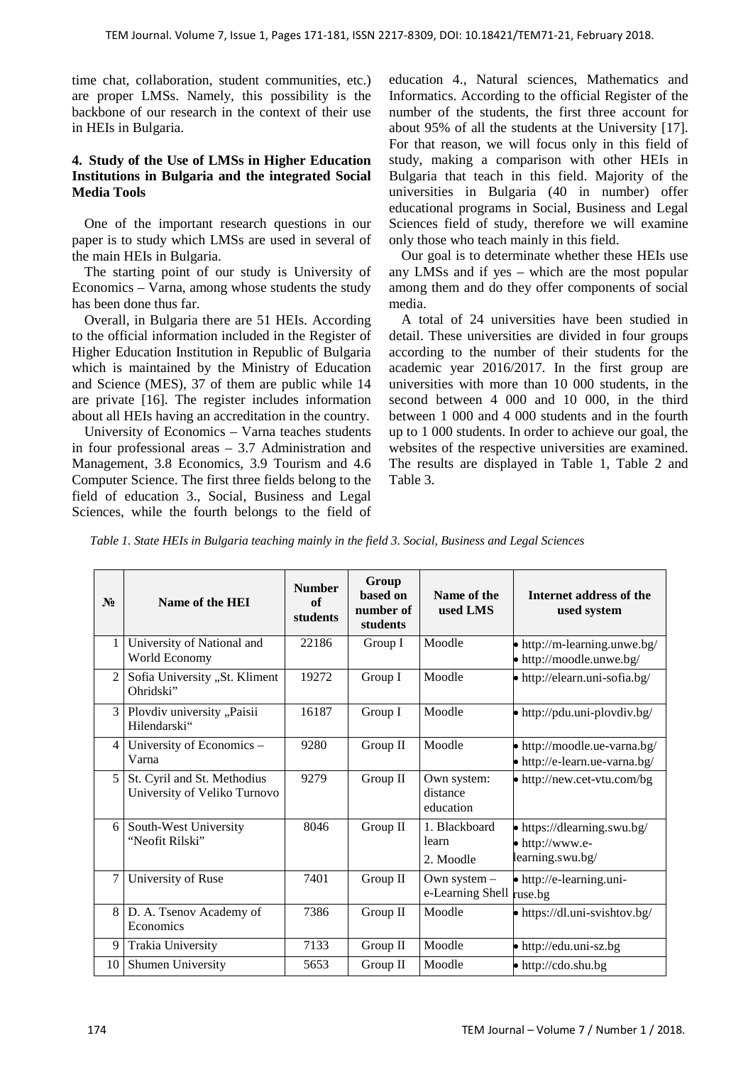time chat, collaboration, student communities, etc.) are proper LMSs. Namely, this possibility is the backbone of our research in the context of their use in HEIs in Bulgaria.

## 4. Study of the Use of LMSs in Higher Education Institutions in Bulgaria and the integrated Social Media Tools

One of the important research questions in our paper is to study which LMSs are used in several of the main HEIs in Bulgaria.

The starting point of our study is University of Economics – Varna, among whose students the study has been done thus far.

Overall, in Bulgaria there are 51 HEIs. According to the official information included in the Register of Higher Education Institution in Republic of Bulgaria which is maintained by the Ministry of Education and Science (MES), 37 of them are public while 14 are private [16]. The register includes information about all HEIs having an accreditation in the country.

University of Economics – Varna teaches students in four professional areas – 3.7 Administration and Management, 3.8 Economics, 3.9 Tourism and 4.6 Computer Science. The first three fields belong to the field of education 3., Social, Business and Legal Sciences, while the fourth belongs to the field of education 4., Natural sciences, Mathematics and Informatics. According to the official Register of the number of the students, the first three account for about 95% of all the students at the University [17]. For that reason, we will focus only in this field of study, making a comparison with other HEIs in Bulgaria that teach in this field. Majority of the universities in Bulgaria (40 in number) offer educational programs in Social, Business and Legal Sciences field of study, therefore we will examine only those who teach mainly in this field.

Our goal is to determinate whether these HEIs use any LMSs and if yes – which are the most popular among them and do they offer components of social media.

A total of 24 universities have been studied in detail. These universities are divided in four groups according to the number of their students for the academic year 2016/2017. In the first group are universities with more than 10 000 students, in the second between 4 000 and 10 000, in the third between 1 000 and 4 000 students and in the fourth up to 1 000 students. In order to achieve our goal, the websites of the respective universities are examined. The results are displayed in Table 1, Table 2 and Table 3.

*Table 1. State HEIs in Bulgaria teaching mainly in the field 3. Social, Business and Legal Sciences*

| № | Name of the HEI | Number of students | Group based on number of students | Name of the used LMS | Internet address of the used system |
|---|---|---|---|---|---|
| 1 | University of National and World Economy | 22186 | Group I | Moodle | • http://m-learning.unwe.bg/<br>• http://moodle.unwe.bg/ |
| 2 | Sofia University „St. Kliment Ohridski" | 19272 | Group I | Moodle | • http://elearn.uni-sofia.bg/ |
| 3 | Plovdiv university „Paisii Hilendarski" | 16187 | Group I | Moodle | • http://pdu.uni-plovdiv.bg/ |
| 4 | University of Economics – Varna | 9280 | Group II | Moodle | • http://moodle.ue-varna.bg/<br>• http://e-learn.ue-varna.bg/ |
| 5 | St. Cyril and St. Methodius University of Veliko Turnovo | 9279 | Group II | Own system: distance education | • http://new.cet-vtu.com/bg |
| 6 | South-West University "Neofit Rilski" | 8046 | Group II | 1. Blackboard learn<br>2. Moodle | • https://dlearning.swu.bg/<br>• http://www.e-learning.swu.bg/ |
| 7 | University of Ruse | 7401 | Group II | Own system – e-Learning Shell | • http://e-learning.uni-ruse.bg |
| 8 | D. A. Tsenov Academy of Economics | 7386 | Group II | Moodle | • https://dl.uni-svishtov.bg/ |
| 9 | Trakia University | 7133 | Group II | Moodle | • http://edu.uni-sz.bg |
| 10 | Shumen University | 5653 | Group II | Moodle | • http://cdo.shu.bg |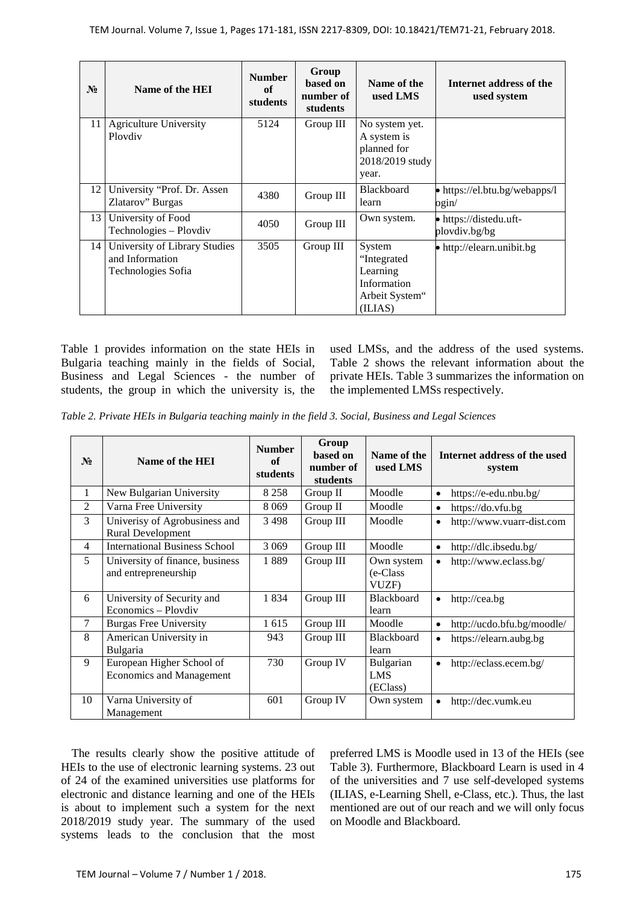| № | Name of the HEI | Number of students | Group based on number of students | Name of the used LMS | Internet address of the used system |
|---|---|---|---|---|---|
| 11 | Agriculture University Plovdiv | 5124 | Group III | No system yet. A system is planned for 2018/2019 study year. | |
| 12 | University "Prof. Dr. Assen Zlatarov" Burgas | 4380 | Group III | Blackboard learn | • https://el.btu.bg/webapps/login/ |
| 13 | University of Food Technologies – Plovdiv | 4050 | Group III | Own system. | • https://distedu.uft-plovdiv.bg/bg |
| 14 | University of Library Studies and Information Technologies Sofia | 3505 | Group III | System "Integrated Learning Information Arbeit System" (ILIAS) | • http://elearn.unibit.bg |

Table 1 provides information on the state HEIs in Bulgaria teaching mainly in the fields of Social, Business and Legal Sciences - the number of students, the group in which the university is, the used LMSs, and the address of the used systems. Table 2 shows the relevant information about the private HEIs. Table 3 summarizes the information on the implemented LMSs respectively.

*Table 2. Private HEIs in Bulgaria teaching mainly in the field 3. Social, Business and Legal Sciences*

| № | Name of the HEI | Number of students | Group based on number of students | Name of the used LMS | Internet address of the used system |
|---|---|---|---|---|---|
| 1 | New Bulgarian University | 8 258 | Group II | Moodle | • https://e-edu.nbu.bg/ |
| 2 | Varna Free University | 8 069 | Group II | Moodle | • https://do.vfu.bg |
| 3 | Univerisy of Agrobusiness and Rural Development | 3 498 | Group III | Moodle | • http://www.vuarr-dist.com |
| 4 | International Business School | 3 069 | Group III | Moodle | • http://dlc.ibsedu.bg/ |
| 5 | University of finance, business and entrepreneurship | 1 889 | Group III | Own system (e-Class VUZF) | • http://www.eclass.bg/ |
| 6 | University of Security and Economics – Plovdiv | 1 834 | Group III | Blackboard learn | • http://cea.bg |
| 7 | Burgas Free University | 1 615 | Group III | Moodle | • http://ucdo.bfu.bg/moodle/ |
| 8 | American University in Bulgaria | 943 | Group III | Blackboard learn | • https://elearn.aubg.bg |
| 9 | European Higher School of Economics and Management | 730 | Group IV | Bulgarian LMS (EClass) | • http://eclass.ecem.bg/ |
| 10 | Varna University of Management | 601 | Group IV | Own system | • http://dec.vumk.eu |

The results clearly show the positive attitude of HEIs to the use of electronic learning systems. 23 out of 24 of the examined universities use platforms for electronic and distance learning and one of the HEIs is about to implement such a system for the next 2018/2019 study year. The summary of the used systems leads to the conclusion that the most preferred LMS is Moodle used in 13 of the HEIs (see Table 3). Furthermore, Blackboard Learn is used in 4 of the universities and 7 use self-developed systems (ILIAS, e-Learning Shell, e-Class, etc.). Thus, the last mentioned are out of our reach and we will only focus on Moodle and Blackboard.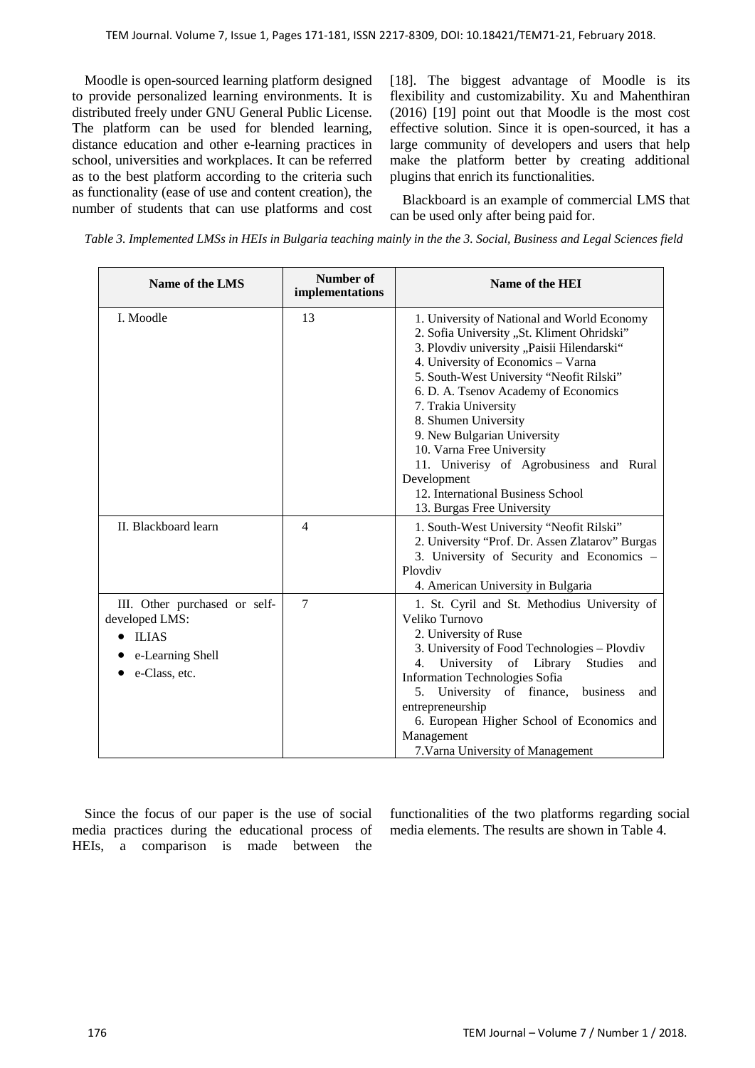Moodle is open-sourced learning platform designed to provide personalized learning environments. It is distributed freely under GNU General Public License. The platform can be used for blended learning, distance education and other e-learning practices in school, universities and workplaces. It can be referred as to the best platform according to the criteria such as functionality (ease of use and content creation), the number of students that can use platforms and cost [18]. The biggest advantage of Moodle is its flexibility and customizability. Xu and Mahenthiran (2016) [19] point out that Moodle is the most cost effective solution. Since it is open-sourced, it has a large community of developers and users that help make the platform better by creating additional plugins that enrich its functionalities.

Blackboard is an example of commercial LMS that can be used only after being paid for.

*Table 3. Implemented LMSs in HEIs in Bulgaria teaching mainly in the the 3. Social, Business and Legal Sciences field*

| Name of the LMS | Number of implementations | Name of the HEI |
|---|---|---|
| I. Moodle | 13 | 1. University of National and World Economy<br>2. Sofia University „St. Kliment Ohridski"<br>3. Plovdiv university „Paisii Hilendarski"<br>4. University of Economics – Varna<br>5. South-West University "Neofit Rilski"<br>6. D. A. Tsenov Academy of Economics<br>7. Trakia University<br>8. Shumen University<br>9. New Bulgarian University<br>10. Varna Free University<br>11. Univerisy of Agrobusiness and Rural Development<br>12. International Business School<br>13. Burgas Free University |
| II. Blackboard learn | 4 | 1. South-West University "Neofit Rilski"<br>2. University "Prof. Dr. Assen Zlatarov" Burgas<br>3. University of Security and Economics – Plovdiv<br>4. American University in Bulgaria |
| III. Other purchased or self-developed LMS:<br>• ILIAS<br>• e-Learning Shell<br>• e-Class, etc. | 7 | 1. St. Cyril and St. Methodius University of Veliko Turnovo<br>2. University of Ruse<br>3. University of Food Technologies – Plovdiv<br>4. University of Library Studies and Information Technologies Sofia<br>5. University of finance, business and entrepreneurship<br>6. European Higher School of Economics and Management<br>7.Varna University of Management |

Since the focus of our paper is the use of social media practices during the educational process of HEIs, a comparison is made between the functionalities of the two platforms regarding social media elements. The results are shown in Table 4.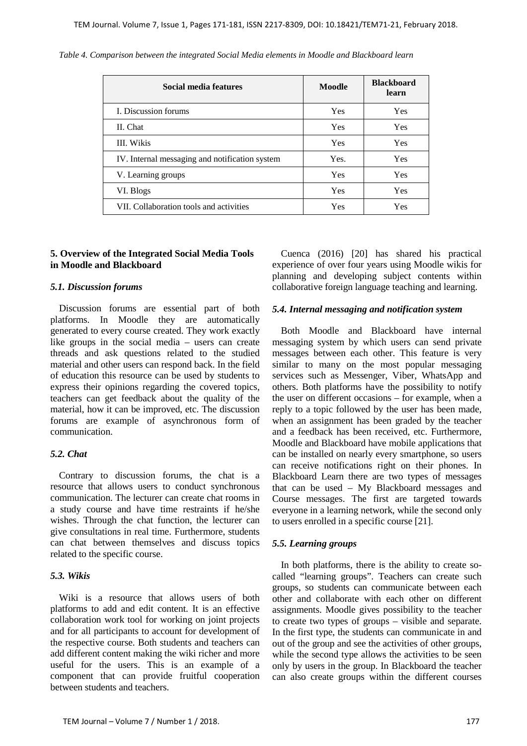*Table 4. Comparison between the integrated Social Media elements in Moodle and Blackboard learn*

| Social media features | Moodle | Blackboard learn |
|---|---|---|
| I. Discussion forums | Yes | Yes |
| II. Chat | Yes | Yes |
| III. Wikis | Yes | Yes |
| IV. Internal messaging and notification system | Yes. | Yes |
| V. Learning groups | Yes | Yes |
| VI. Blogs | Yes | Yes |
| VII. Collaboration tools and activities | Yes | Yes |

## 5. Overview of the Integrated Social Media Tools in Moodle and Blackboard

### *5.1. Discussion forums*

Discussion forums are essential part of both platforms. In Moodle they are automatically generated to every course created. They work exactly like groups in the social media – users can create threads and ask questions related to the studied material and other users can respond back. In the field of education this resource can be used by students to express their opinions regarding the covered topics, teachers can get feedback about the quality of the material, how it can be improved, etc. The discussion forums are example of asynchronous form of communication.

### *5.2. Chat*

Contrary to discussion forums, the chat is a resource that allows users to conduct synchronous communication. The lecturer can create chat rooms in a study course and have time restraints if he/she wishes. Through the chat function, the lecturer can give consultations in real time. Furthermore, students can chat between themselves and discuss topics related to the specific course.

### *5.3. Wikis*

Wiki is a resource that allows users of both platforms to add and edit content. It is an effective collaboration work tool for working on joint projects and for all participants to account for development of the respective course. Both students and teachers can add different content making the wiki richer and more useful for the users. This is an example of a component that can provide fruitful cooperation between students and teachers.

Cuenca (2016) [20] has shared his practical experience of over four years using Moodle wikis for planning and developing subject contents within collaborative foreign language teaching and learning.

### *5.4. Internal messaging and notification system*

Both Moodle and Blackboard have internal messaging system by which users can send private messages between each other. This feature is very similar to many on the most popular messaging services such as Messenger, Viber, WhatsApp and others. Both platforms have the possibility to notify the user on different occasions – for example, when a reply to a topic followed by the user has been made, when an assignment has been graded by the teacher and a feedback has been received, etc. Furthermore, Moodle and Blackboard have mobile applications that can be installed on nearly every smartphone, so users can receive notifications right on their phones. In Blackboard Learn there are two types of messages that can be used – My Blackboard messages and Course messages. The first are targeted towards everyone in a learning network, while the second only to users enrolled in a specific course [21].

### *5.5. Learning groups*

In both platforms, there is the ability to create so-called "learning groups". Teachers can create such groups, so students can communicate between each other and collaborate with each other on different assignments. Moodle gives possibility to the teacher to create two types of groups – visible and separate. In the first type, the students can communicate in and out of the group and see the activities of other groups, while the second type allows the activities to be seen only by users in the group. In Blackboard the teacher can also create groups within the different courses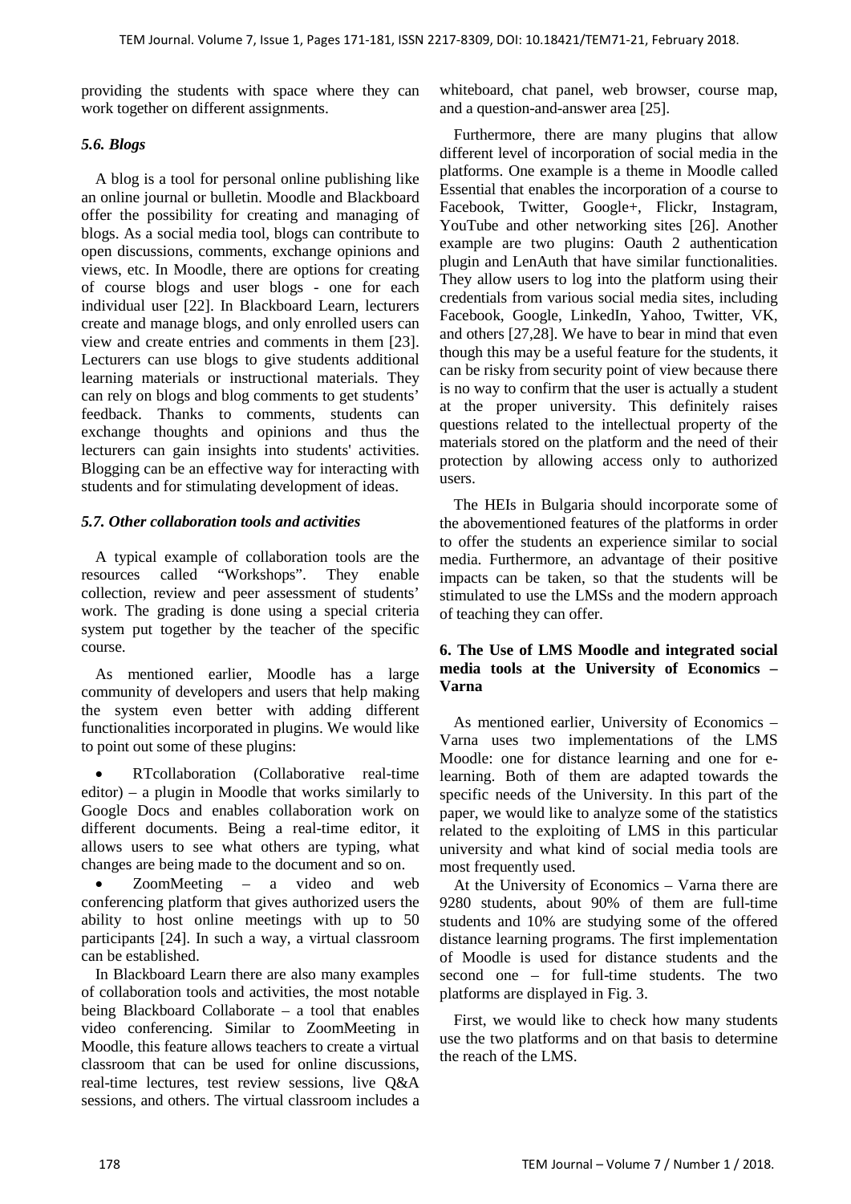providing the students with space where they can work together on different assignments.

### *5.6. Blogs*

A blog is a tool for personal online publishing like an online journal or bulletin. Moodle and Blackboard offer the possibility for creating and managing of blogs. As a social media tool, blogs can contribute to open discussions, comments, exchange opinions and views, etc. In Moodle, there are options for creating of course blogs and user blogs - one for each individual user [22]. In Blackboard Learn, lecturers create and manage blogs, and only enrolled users can view and create entries and comments in them [23]. Lecturers can use blogs to give students additional learning materials or instructional materials. They can rely on blogs and blog comments to get students' feedback. Thanks to comments, students can exchange thoughts and opinions and thus the lecturers can gain insights into students' activities. Blogging can be an effective way for interacting with students and for stimulating development of ideas.

### *5.7. Other collaboration tools and activities*

A typical example of collaboration tools are the resources called "Workshops". They enable collection, review and peer assessment of students' work. The grading is done using a special criteria system put together by the teacher of the specific course.

As mentioned earlier, Moodle has a large community of developers and users that help making the system even better with adding different functionalities incorporated in plugins. We would like to point out some of these plugins:

- RTcollaboration (Collaborative real-time editor) – a plugin in Moodle that works similarly to Google Docs and enables collaboration work on different documents. Being a real-time editor, it allows users to see what others are typing, what changes are being made to the document and so on.
- ZoomMeeting – a video and web conferencing platform that gives authorized users the ability to host online meetings with up to 50 participants [24]. In such a way, a virtual classroom can be established.

In Blackboard Learn there are also many examples of collaboration tools and activities, the most notable being Blackboard Collaborate – a tool that enables video conferencing. Similar to ZoomMeeting in Moodle, this feature allows teachers to create a virtual classroom that can be used for online discussions, real-time lectures, test review sessions, live Q&A sessions, and others. The virtual classroom includes a whiteboard, chat panel, web browser, course map, and a question-and-answer area [25].

Furthermore, there are many plugins that allow different level of incorporation of social media in the platforms. One example is a theme in Moodle called Essential that enables the incorporation of a course to Facebook, Twitter, Google+, Flickr, Instagram, YouTube and other networking sites [26]. Another example are two plugins: Oauth 2 authentication plugin and LenAuth that have similar functionalities. They allow users to log into the platform using their credentials from various social media sites, including Facebook, Google, LinkedIn, Yahoo, Twitter, VK, and others [27,28]. We have to bear in mind that even though this may be a useful feature for the students, it can be risky from security point of view because there is no way to confirm that the user is actually a student at the proper university. This definitely raises questions related to the intellectual property of the materials stored on the platform and the need of their protection by allowing access only to authorized users.

The HEIs in Bulgaria should incorporate some of the abovementioned features of the platforms in order to offer the students an experience similar to social media. Furthermore, an advantage of their positive impacts can be taken, so that the students will be stimulated to use the LMSs and the modern approach of teaching they can offer.

## 6. The Use of LMS Moodle and integrated social media tools at the University of Economics – Varna

As mentioned earlier, University of Economics – Varna uses two implementations of the LMS Moodle: one for distance learning and one for e-learning. Both of them are adapted towards the specific needs of the University. In this part of the paper, we would like to analyze some of the statistics related to the exploiting of LMS in this particular university and what kind of social media tools are most frequently used.

At the University of Economics – Varna there are 9280 students, about 90% of them are full-time students and 10% are studying some of the offered distance learning programs. The first implementation of Moodle is used for distance students and the second one – for full-time students. The two platforms are displayed in Fig. 3.

First, we would like to check how many students use the two platforms and on that basis to determine the reach of the LMS.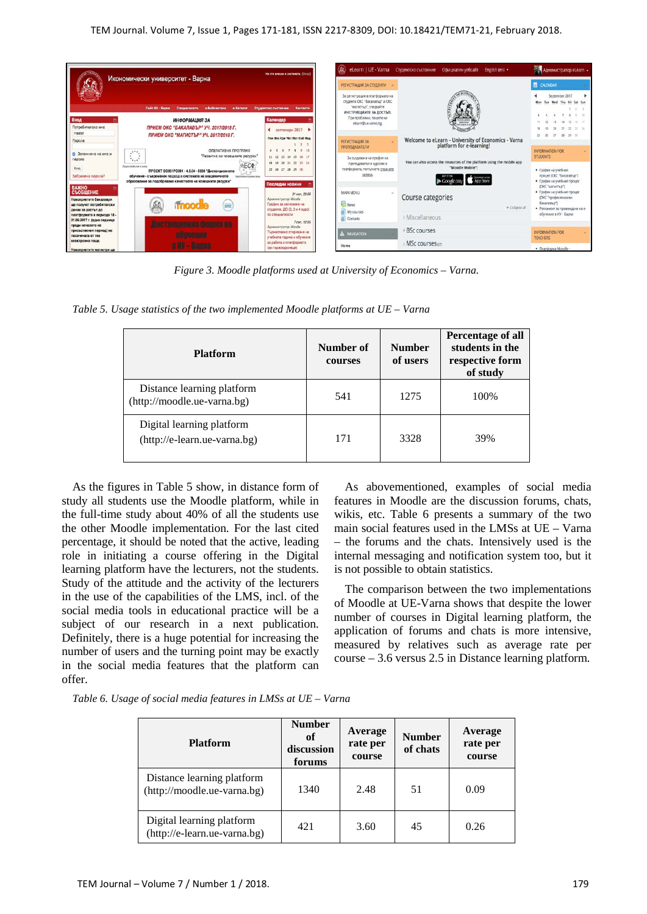*Figure 3. Moodle platforms used at University of Economics – Varna.*

*Table 5. Usage statistics of the two implemented Moodle platforms at UE – Varna*

| Platform | Number of courses | Number of users | Percentage of all students in the respective form of study |
|---|---|---|---|
| Distance learning platform (http://moodle.ue-varna.bg) | 541 | 1275 | 100% |
| Digital learning platform (http://e-learn.ue-varna.bg) | 171 | 3328 | 39% |

As the figures in Table 5 show, in distance form of study all students use the Moodle platform, while in the full-time study about 40% of all the students use the other Moodle implementation. For the last cited percentage, it should be noted that the active, leading role in initiating a course offering in the Digital learning platform have the lecturers, not the students. Study of the attitude and the activity of the lecturers in the use of the capabilities of the LMS, incl. of the social media tools in educational practice will be a subject of our research in a next publication. Definitely, there is a huge potential for increasing the number of users and the turning point may be exactly in the social media features that the platform can offer.

As abovementioned, examples of social media features in Moodle are the discussion forums, chats, wikis, etc. Table 6 presents a summary of the two main social features used in the LMSs at UE – Varna – the forums and the chats. Intensively used is the internal messaging and notification system too, but it is not possible to obtain statistics.

The comparison between the two implementations of Moodle at UE-Varna shows that despite the lower number of courses in Digital learning platform, the application of forums and chats is more intensive, measured by relatives such as average rate per course – 3.6 versus 2.5 in Distance learning platform.

*Table 6. Usage of social media features in LMSs at UE – Varna*

| Platform | Number of discussion forums | Average rate per course | Number of chats | Average rate per course |
|---|---|---|---|---|
| Distance learning platform (http://moodle.ue-varna.bg) | 1340 | 2.48 | 51 | 0.09 |
| Digital learning platform (http://e-learn.ue-varna.bg) | 421 | 3.60 | 45 | 0.26 |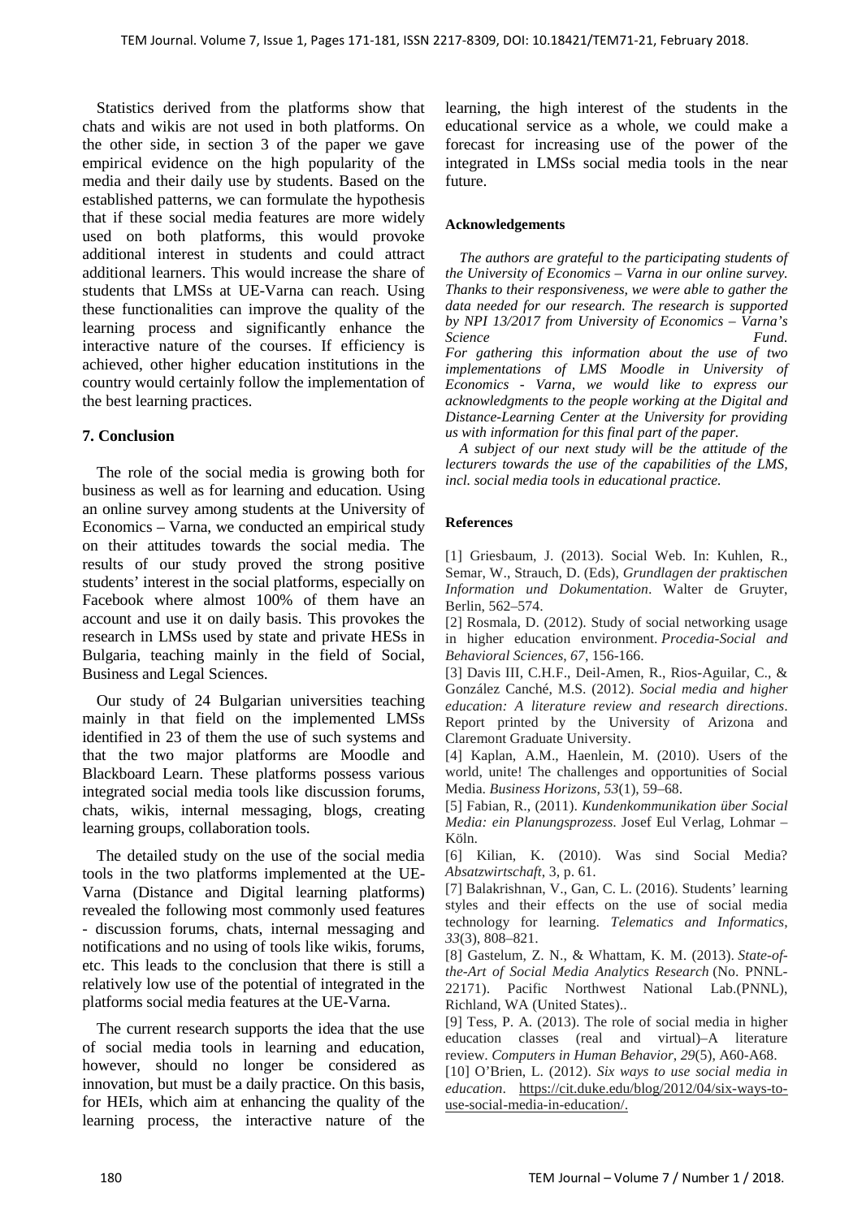Statistics derived from the platforms show that chats and wikis are not used in both platforms. On the other side, in section 3 of the paper we gave empirical evidence on the high popularity of the media and their daily use by students. Based on the established patterns, we can formulate the hypothesis that if these social media features are more widely used on both platforms, this would provoke additional interest in students and could attract additional learners. This would increase the share of students that LMSs at UE-Varna can reach. Using these functionalities can improve the quality of the learning process and significantly enhance the interactive nature of the courses. If efficiency is achieved, other higher education institutions in the country would certainly follow the implementation of the best learning practices.

## 7. Conclusion

The role of the social media is growing both for business as well as for learning and education. Using an online survey among students at the University of Economics – Varna, we conducted an empirical study on their attitudes towards the social media. The results of our study proved the strong positive students' interest in the social platforms, especially on Facebook where almost 100% of them have an account and use it on daily basis. This provokes the research in LMSs used by state and private HESs in Bulgaria, teaching mainly in the field of Social, Business and Legal Sciences.

Our study of 24 Bulgarian universities teaching mainly in that field on the implemented LMSs identified in 23 of them the use of such systems and that the two major platforms are Moodle and Blackboard Learn. These platforms possess various integrated social media tools like discussion forums, chats, wikis, internal messaging, blogs, creating learning groups, collaboration tools.

The detailed study on the use of the social media tools in the two platforms implemented at the UE-Varna (Distance and Digital learning platforms) revealed the following most commonly used features - discussion forums, chats, internal messaging and notifications and no using of tools like wikis, forums, etc. This leads to the conclusion that there is still a relatively low use of the potential of integrated in the platforms social media features at the UE-Varna.

The current research supports the idea that the use of social media tools in learning and education, however, should no longer be considered as innovation, but must be a daily practice. On this basis, for HEIs, which aim at enhancing the quality of the learning process, the interactive nature of the learning, the high interest of the students in the educational service as a whole, we could make a forecast for increasing use of the power of the integrated in LMSs social media tools in the near future.

### Acknowledgements

*The authors are grateful to the participating students of the University of Economics – Varna in our online survey. Thanks to their responsiveness, we were able to gather the data needed for our research. The research is supported by NPI 13/2017 from University of Economics – Varna's Science Fund.*
*For gathering this information about the use of two implementations of LMS Moodle in University of Economics - Varna, we would like to express our acknowledgments to the people working at the Digital and Distance-Learning Center at the University for providing us with information for this final part of the paper.*

*A subject of our next study will be the attitude of the lecturers towards the use of the capabilities of the LMS, incl. social media tools in educational practice.*

### References

[1] Griesbaum, J. (2013). Social Web. In: Kuhlen, R., Semar, W., Strauch, D. (Eds), *Grundlagen der praktischen Information und Dokumentation*. Walter de Gruyter, Berlin, 562–574.

[2] Rosmala, D. (2012). Study of social networking usage in higher education environment. *Procedia-Social and Behavioral Sciences*, *67*, 156-166.

[3] Davis III, C.H.F., Deil-Amen, R., Rios-Aguilar, C., & González Canché, M.S. (2012). *Social media and higher education: A literature review and research directions*. Report printed by the University of Arizona and Claremont Graduate University.

[4] Kaplan, A.M., Haenlein, M. (2010). Users of the world, unite! The challenges and opportunities of Social Media. *Business Horizons*, *53*(1), 59–68.

[5] Fabian, R., (2011). *Kundenkommunikation über Social Media: ein Planungsprozess*. Josef Eul Verlag, Lohmar – Köln.

[6] Kilian, K. (2010). Was sind Social Media? *Absatzwirtschaft*, 3, p. 61.

[7] Balakrishnan, V., Gan, C. L. (2016). Students' learning styles and their effects on the use of social media technology for learning. *Telematics and Informatics*, *33*(3), 808–821.

[8] Gastelum, Z. N., & Whattam, K. M. (2013). *State-of-the-Art of Social Media Analytics Research* (No. PNNL-22171). Pacific Northwest National Lab.(PNNL), Richland, WA (United States)..

[9] Tess, P. A. (2013). The role of social media in higher education classes (real and virtual)–A literature review. *Computers in Human Behavior*, *29*(5), A60-A68.

[10] O'Brien, L. (2012). *Six ways to use social media in education*. https://cit.duke.edu/blog/2012/04/six-ways-to-use-social-media-in-education/.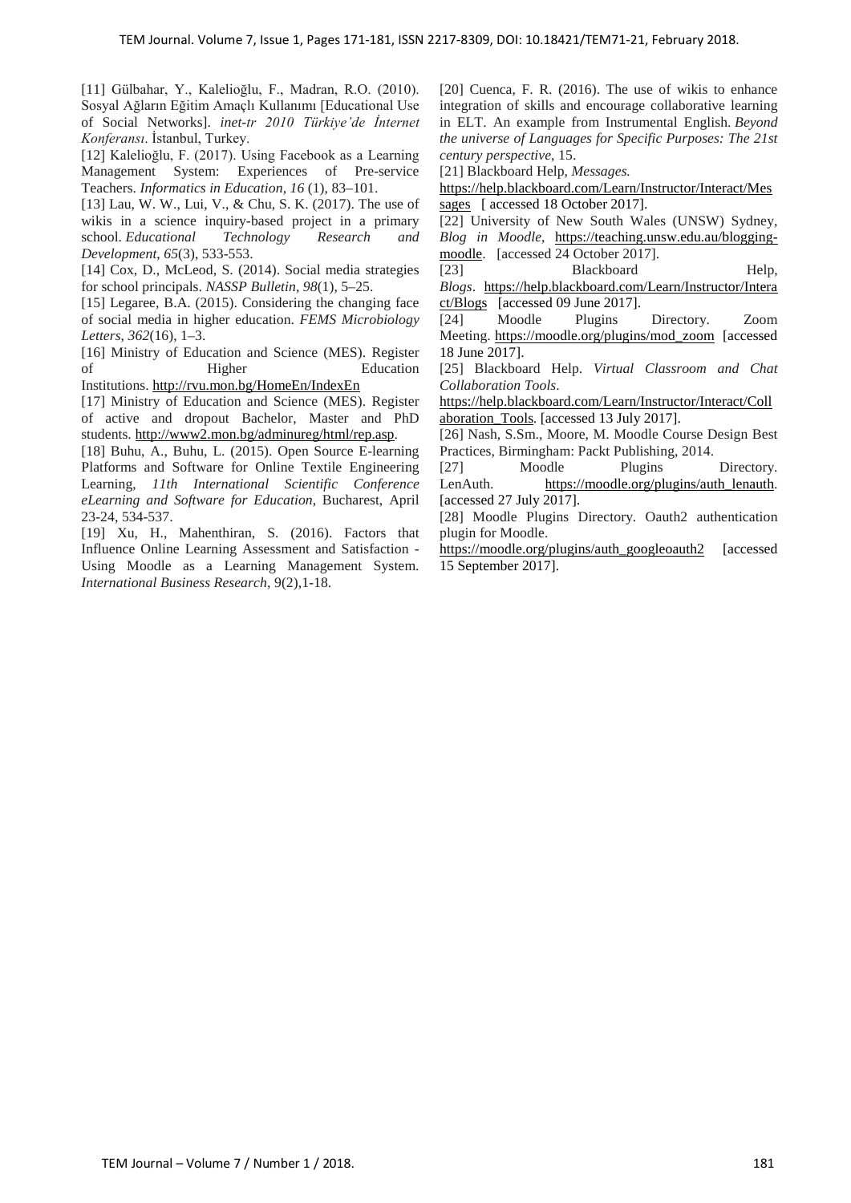[11] Gülbahar, Y., Kalelioğlu, F., Madran, R.O. (2010). Sosyal Ağların Eğitim Amaçlı Kullanımı [Educational Use of Social Networks]. *inet-tr 2010 Türkiye'de İnternet Konferansı*. İstanbul, Turkey.

[12] Kalelioğlu, F. (2017). Using Facebook as a Learning Management System: Experiences of Pre-service Teachers. *Informatics in Education*, *16* (1), 83–101.

[13] Lau, W. W., Lui, V., & Chu, S. K. (2017). The use of wikis in a science inquiry-based project in a primary school. *Educational Technology Research and Development*, *65*(3), 533-553.

[14] Cox, D., McLeod, S. (2014). Social media strategies for school principals. *NASSP Bulletin*, *98*(1), 5–25.

[15] Legaree, B.A. (2015). Considering the changing face of social media in higher education. *FEMS Microbiology Letters*, *362*(16), 1–3.

[16] Ministry of Education and Science (MES). Register of Higher Education Institutions. http://rvu.mon.bg/HomeEn/IndexEn

[17] Ministry of Education and Science (MES). Register of active and dropout Bachelor, Master and PhD students. http://www2.mon.bg/adminureg/html/rep.asp.

[18] Buhu, A., Buhu, L. (2015). Open Source E-learning Platforms and Software for Online Textile Engineering Learning, *11th International Scientific Conference eLearning and Software for Education*, Bucharest, April 23-24, 534-537.

[19] Xu, H., Mahenthiran, S. (2016). Factors that Influence Online Learning Assessment and Satisfaction - Using Moodle as a Learning Management System. *International Business Research*, 9(2),1-18.

[20] Cuenca, F. R. (2016). The use of wikis to enhance integration of skills and encourage collaborative learning in ELT. An example from Instrumental English. *Beyond the universe of Languages for Specific Purposes: The 21st century perspective*, 15.

[21] Blackboard Help, *Messages.* https://help.blackboard.com/Learn/Instructor/Interact/Messages [ accessed 18 October 2017].

[22] University of New South Wales (UNSW) Sydney, *Blog in Moodle*, https://teaching.unsw.edu.au/blogging-moodle. [accessed 24 October 2017].

[23] Blackboard Help, *Blogs*. https://help.blackboard.com/Learn/Instructor/Interact/Blogs [accessed 09 June 2017].

[24] Moodle Plugins Directory. Zoom Meeting. https://moodle.org/plugins/mod_zoom [accessed 18 June 2017].

[25] Blackboard Help. *Virtual Classroom and Chat Collaboration Tools*. https://help.blackboard.com/Learn/Instructor/Interact/Collaboration_Tools. [accessed 13 July 2017].

[26] Nash, S.Sm., Moore, M. Moodle Course Design Best Practices, Birmingham: Packt Publishing, 2014.

[27] Moodle Plugins Directory. LenAuth. https://moodle.org/plugins/auth_lenauth. [accessed 27 July 2017].

[28] Moodle Plugins Directory. Oauth2 authentication plugin for Moodle. https://moodle.org/plugins/auth_googleoauth2 [accessed 15 September 2017].